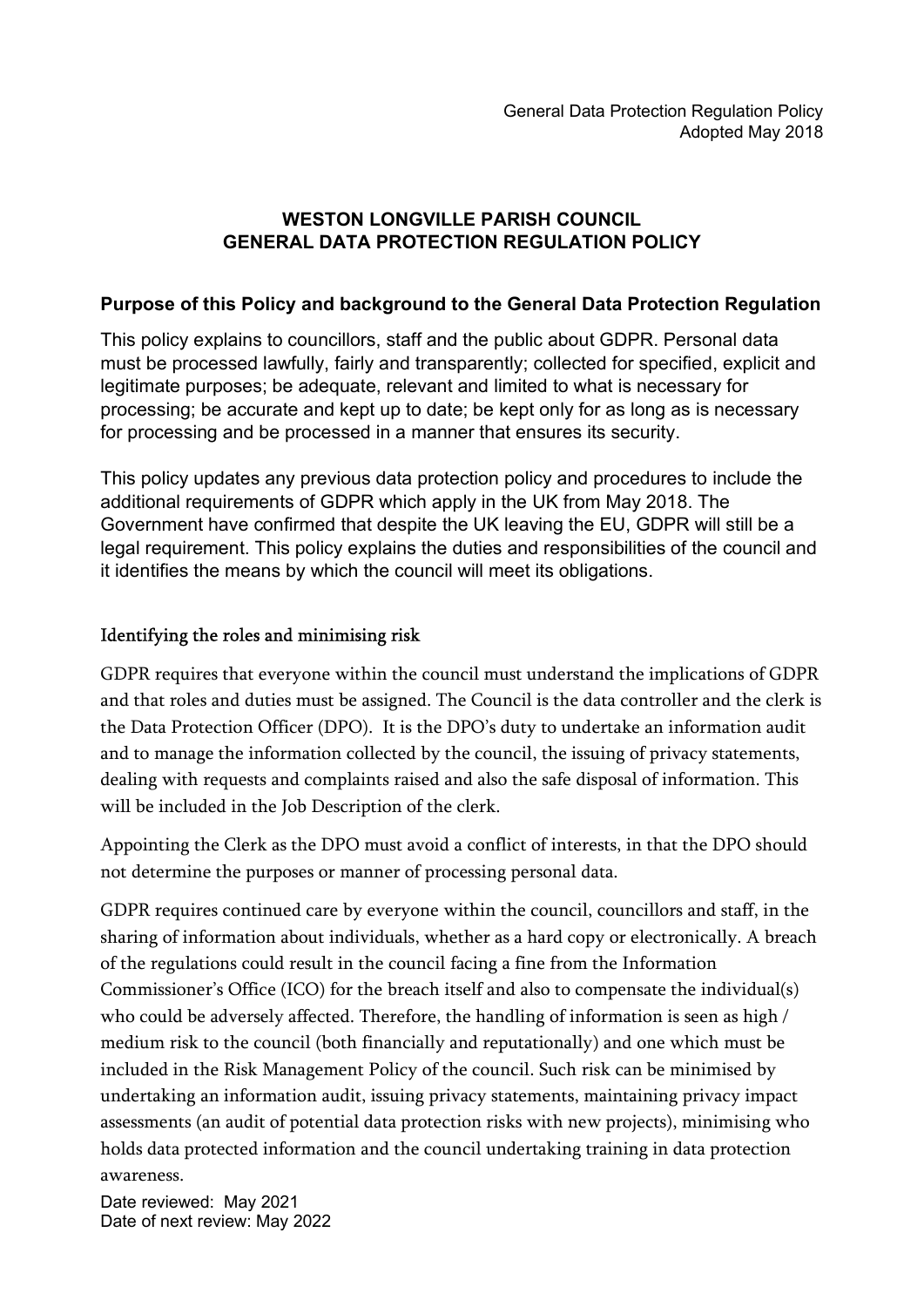# WESTON LONGVILLE PARISH COUNCIL
# GENERAL DATA PROTECTION REGULATION POLICY

## Purpose of this Policy and background to the General Data Protection Regulation

This policy explains to councillors, staff and the public about GDPR. Personal data must be processed lawfully, fairly and transparently; collected for specified, explicit and legitimate purposes; be adequate, relevant and limited to what is necessary for processing; be accurate and kept up to date; be kept only for as long as is necessary for processing and be processed in a manner that ensures its security.

This policy updates any previous data protection policy and procedures to include the additional requirements of GDPR which apply in the UK from May 2018. The Government have confirmed that despite the UK leaving the EU, GDPR will still be a legal requirement. This policy explains the duties and responsibilities of the council and it identifies the means by which the council will meet its obligations.

### Identifying the roles and minimising risk

GDPR requires that everyone within the council must understand the implications of GDPR and that roles and duties must be assigned. The Council is the data controller and the clerk is the Data Protection Officer (DPO). It is the DPO's duty to undertake an information audit and to manage the information collected by the council, the issuing of privacy statements, dealing with requests and complaints raised and also the safe disposal of information. This will be included in the Job Description of the clerk.

Appointing the Clerk as the DPO must avoid a conflict of interests, in that the DPO should not determine the purposes or manner of processing personal data.

GDPR requires continued care by everyone within the council, councillors and staff, in the sharing of information about individuals, whether as a hard copy or electronically. A breach of the regulations could result in the council facing a fine from the Information Commissioner's Office (ICO) for the breach itself and also to compensate the individual(s) who could be adversely affected. Therefore, the handling of information is seen as high / medium risk to the council (both financially and reputationally) and one which must be included in the Risk Management Policy of the council. Such risk can be minimised by undertaking an information audit, issuing privacy statements, maintaining privacy impact assessments (an audit of potential data protection risks with new projects), minimising who holds data protected information and the council undertaking training in data protection awareness.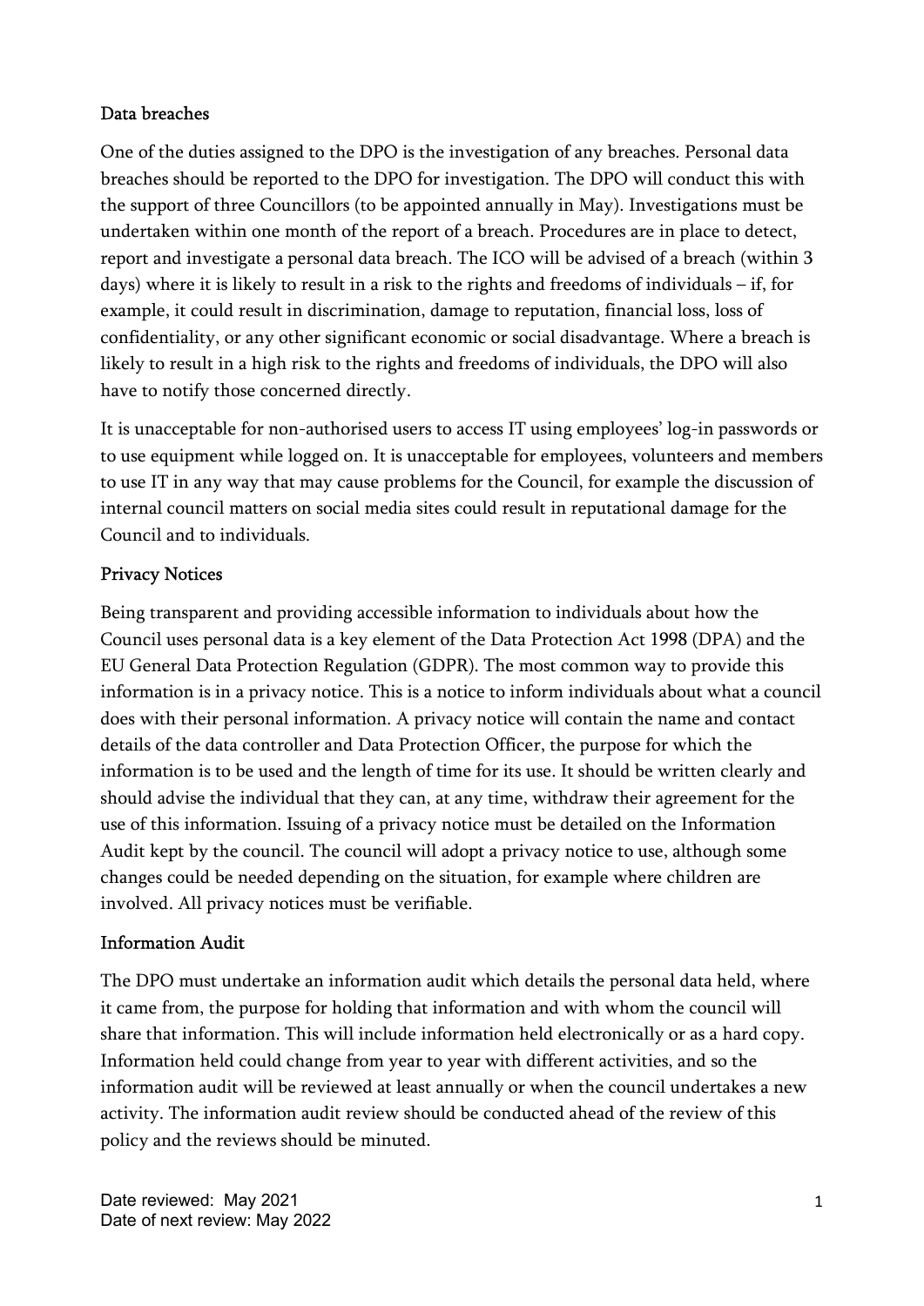## Data breaches

One of the duties assigned to the DPO is the investigation of any breaches. Personal data breaches should be reported to the DPO for investigation. The DPO will conduct this with the support of three Councillors (to be appointed annually in May). Investigations must be undertaken within one month of the report of a breach. Procedures are in place to detect, report and investigate a personal data breach. The ICO will be advised of a breach (within 3 days) where it is likely to result in a risk to the rights and freedoms of individuals – if, for example, it could result in discrimination, damage to reputation, financial loss, loss of confidentiality, or any other significant economic or social disadvantage. Where a breach is likely to result in a high risk to the rights and freedoms of individuals, the DPO will also have to notify those concerned directly.

It is unacceptable for non-authorised users to access IT using employees' log-in passwords or to use equipment while logged on. It is unacceptable for employees, volunteers and members to use IT in any way that may cause problems for the Council, for example the discussion of internal council matters on social media sites could result in reputational damage for the Council and to individuals.

## Privacy Notices

Being transparent and providing accessible information to individuals about how the Council uses personal data is a key element of the Data Protection Act 1998 (DPA) and the EU General Data Protection Regulation (GDPR). The most common way to provide this information is in a privacy notice. This is a notice to inform individuals about what a council does with their personal information. A privacy notice will contain the name and contact details of the data controller and Data Protection Officer, the purpose for which the information is to be used and the length of time for its use. It should be written clearly and should advise the individual that they can, at any time, withdraw their agreement for the use of this information. Issuing of a privacy notice must be detailed on the Information Audit kept by the council. The council will adopt a privacy notice to use, although some changes could be needed depending on the situation, for example where children are involved. All privacy notices must be verifiable.

## Information Audit

The DPO must undertake an information audit which details the personal data held, where it came from, the purpose for holding that information and with whom the council will share that information. This will include information held electronically or as a hard copy. Information held could change from year to year with different activities, and so the information audit will be reviewed at least annually or when the council undertakes a new activity. The information audit review should be conducted ahead of the review of this policy and the reviews should be minuted.

Date reviewed: May 2021
Date of next review: May 2022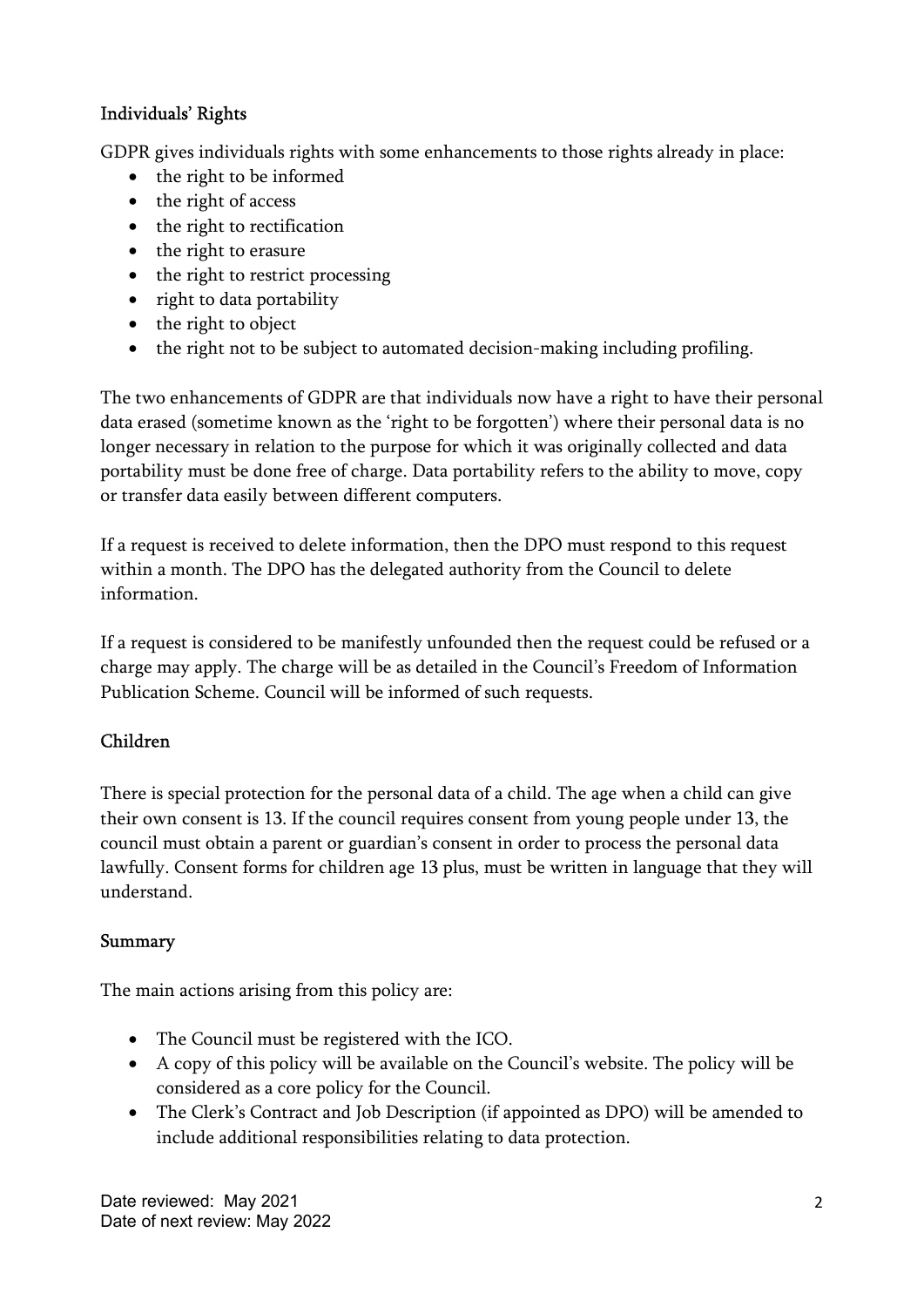## Individuals' Rights

GDPR gives individuals rights with some enhancements to those rights already in place:

- the right to be informed
- the right of access
- the right to rectification
- the right to erasure
- the right to restrict processing
- right to data portability
- the right to object
- the right not to be subject to automated decision-making including profiling.

The two enhancements of GDPR are that individuals now have a right to have their personal data erased (sometime known as the 'right to be forgotten') where their personal data is no longer necessary in relation to the purpose for which it was originally collected and data portability must be done free of charge. Data portability refers to the ability to move, copy or transfer data easily between different computers.

If a request is received to delete information, then the DPO must respond to this request within a month. The DPO has the delegated authority from the Council to delete information.

If a request is considered to be manifestly unfounded then the request could be refused or a charge may apply. The charge will be as detailed in the Council's Freedom of Information Publication Scheme. Council will be informed of such requests.

## Children

There is special protection for the personal data of a child. The age when a child can give their own consent is 13. If the council requires consent from young people under 13, the council must obtain a parent or guardian's consent in order to process the personal data lawfully. Consent forms for children age 13 plus, must be written in language that they will understand.

## Summary

The main actions arising from this policy are:

- The Council must be registered with the ICO.
- A copy of this policy will be available on the Council's website. The policy will be considered as a core policy for the Council.
- The Clerk's Contract and Job Description (if appointed as DPO) will be amended to include additional responsibilities relating to data protection.

Date reviewed: May 2021
Date of next review: May 2022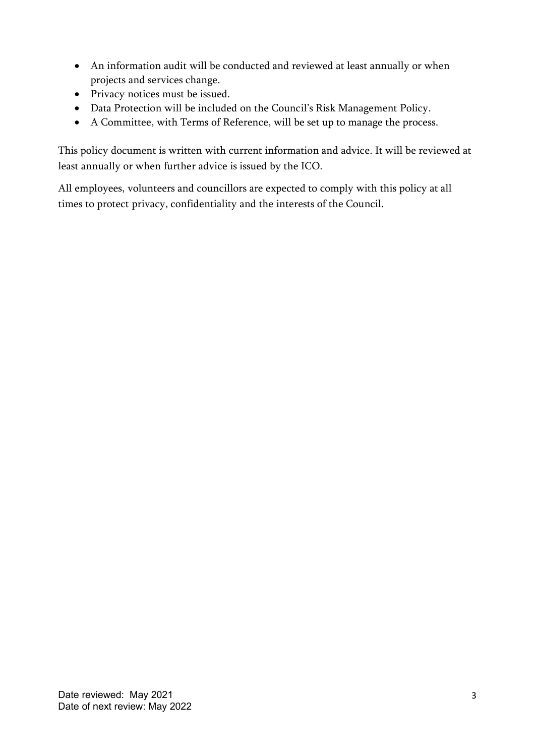- An information audit will be conducted and reviewed at least annually or when projects and services change.
- Privacy notices must be issued.
- Data Protection will be included on the Council's Risk Management Policy.
- A Committee, with Terms of Reference, will be set up to manage the process.

This policy document is written with current information and advice. It will be reviewed at least annually or when further advice is issued by the ICO.

All employees, volunteers and councillors are expected to comply with this policy at all times to protect privacy, confidentiality and the interests of the Council.